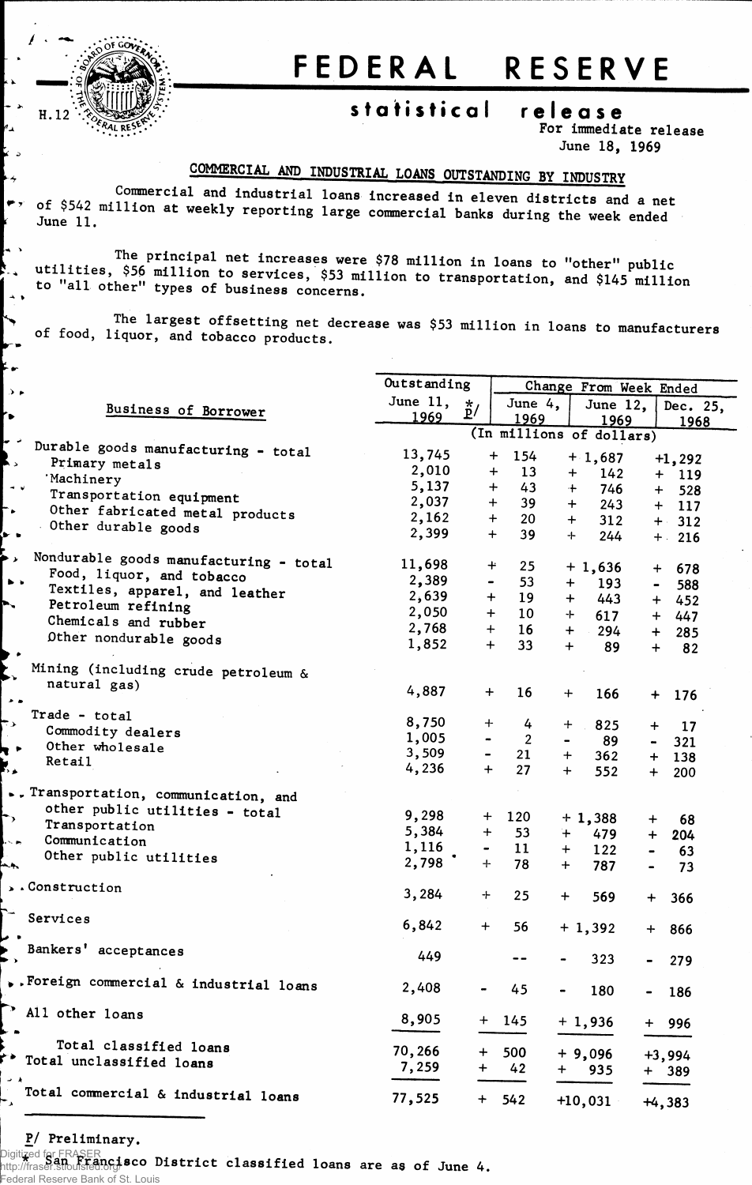H.12

# FEDERAL RESERVE

## statistical release

For immediate release
June 18, 1969

### COMMERCIAL AND INDUSTRIAL LOANS OUTSTANDING BY INDUSTRY

Commercial and industrial loans increased in eleven districts and a net of $542 million at weekly reporting large commercial banks during the week ended June 11.

The principal net increases were $78 million in loans to "other" public utilities, $56 million to services, $53 million to transportation, and $145 million to "all other" types of business concerns.

The largest offsetting net decrease was $53 million in loans to manufacturers of food, liquor, and tobacco products.

| Business of Borrower | Outstanding June 11, 1969 */ p/ | Change From Week Ended June 4, 1969 | June 12, 1969 | Dec. 25, 1968 |
|---|---|---|---|---|
| | (In millions of dollars) | | | |
| Durable goods manufacturing - total | 13,745 | + 154 | + 1,687 | +1,292 |
| Primary metals | 2,010 | + 13 | + 142 | + 119 |
| Machinery | 5,137 | + 43 | + 746 | + 528 |
| Transportation equipment | 2,037 | + 39 | + 243 | + 117 |
| Other fabricated metal products | 2,162 | + 20 | + 312 | + 312 |
| Other durable goods | 2,399 | + 39 | + 244 | + 216 |
| Nondurable goods manufacturing - total | 11,698 | + 25 | + 1,636 | + 678 |
| Food, liquor, and tobacco | 2,389 | - 53 | + 193 | - 588 |
| Textiles, apparel, and leather | 2,639 | + 19 | + 443 | + 452 |
| Petroleum refining | 2,050 | + 10 | + 617 | + 447 |
| Chemicals and rubber | 2,768 | + 16 | + 294 | + 285 |
| Other nondurable goods | 1,852 | + 33 | + 89 | + 82 |
| Mining (including crude petroleum & natural gas) | 4,887 | + 16 | + 166 | + 176 |
| Trade - total | 8,750 | + 4 | + 825 | + 17 |
| Commodity dealers | 1,005 | - 2 | - 89 | - 321 |
| Other wholesale | 3,509 | - 21 | + 362 | + 138 |
| Retail | 4,236 | + 27 | + 552 | + 200 |
| Transportation, communication, and other public utilities - total | 9,298 | + 120 | + 1,388 | + 68 |
| Transportation | 5,384 | + 53 | + 479 | + 204 |
| Communication | 1,116 | - 11 | + 122 | - 63 |
| Other public utilities | 2,798 | + 78 | + 787 | - 73 |
| Construction | 3,284 | + 25 | + 569 | + 366 |
| Services | 6,842 | + 56 | + 1,392 | + 866 |
| Bankers' acceptances | 449 | -- | - 323 | - 279 |
| Foreign commercial & industrial loans | 2,408 | - 45 | - 180 | - 186 |
| All other loans | 8,905 | + 145 | + 1,936 | + 996 |
| Total classified loans | 70,266 | + 500 | + 9,096 | +3,994 |
| Total unclassified loans | 7,259 | + 42 | + 935 | + 389 |
| Total commercial & industrial loans | 77,525 | + 542 | +10,031 | +4,383 |

p/ Preliminary.

\* San Francisco District classified loans are as of June 4.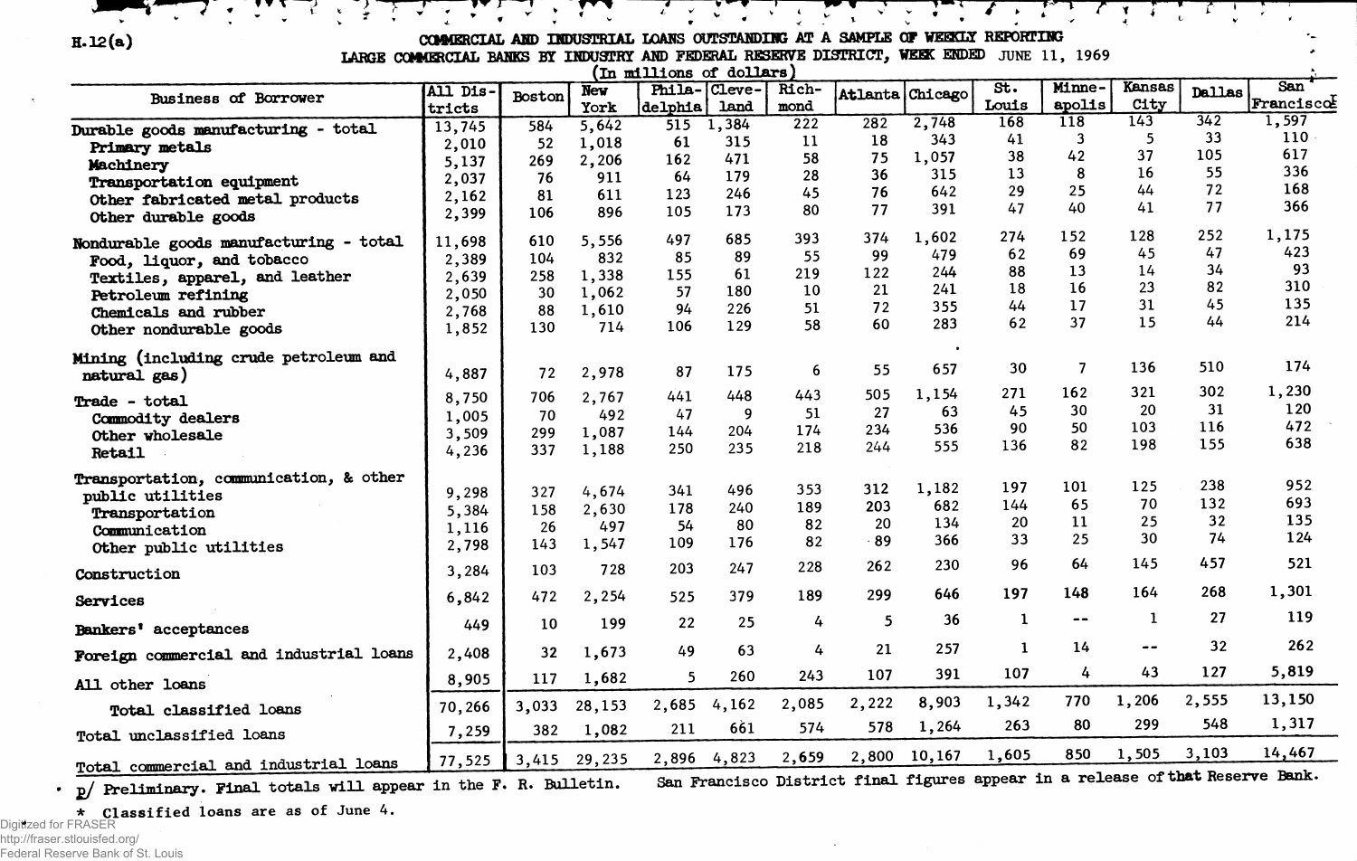H.12(a)

# COMMERCIAL AND INDUSTRIAL LOANS OUTSTANDING AT A SAMPLE OF WEEKLY REPORTING LARGE COMMERCIAL BANKS BY INDUSTRY AND FEDERAL RESERVE DISTRICT, WEEK ENDED JUNE 11, 1969

(In millions of dollars)

| Business of Borrower | All Districts | Boston | New York | Philadelphia | Cleveland | Richmond | Atlanta | Chicago | St. Louis | Minneapolis | Kansas City | Dallas | San Francisco* |
|---|---|---|---|---|---|---|---|---|---|---|---|---|---|
| Durable goods manufacturing - total | 13,745 | 584 | 5,642 | 515 | 1,384 | 222 | 282 | 2,748 | 168 | 118 | 143 | 342 | 1,597 |
| Primary metals | 2,010 | 52 | 1,018 | 61 | 315 | 11 | 18 | 343 | 41 | 3 | 5 | 33 | 110 |
| Machinery | 5,137 | 269 | 2,206 | 162 | 471 | 58 | 75 | 1,057 | 38 | 42 | 37 | 105 | 617 |
| Transportation equipment | 2,037 | 76 | 911 | 64 | 179 | 28 | 36 | 315 | 13 | 8 | 16 | 55 | 336 |
| Other fabricated metal products | 2,162 | 81 | 611 | 123 | 246 | 45 | 76 | 642 | 29 | 25 | 44 | 72 | 168 |
| Other durable goods | 2,399 | 106 | 896 | 105 | 173 | 80 | 77 | 391 | 47 | 40 | 41 | 77 | 366 |
| Nondurable goods manufacturing - total | 11,698 | 610 | 5,556 | 497 | 685 | 393 | 374 | 1,602 | 274 | 152 | 128 | 252 | 1,175 |
| Food, liquor, and tobacco | 2,389 | 104 | 832 | 85 | 89 | 55 | 99 | 479 | 62 | 69 | 45 | 47 | 423 |
| Textiles, apparel, and leather | 2,639 | 258 | 1,338 | 155 | 61 | 219 | 122 | 244 | 88 | 13 | 14 | 34 | 93 |
| Petroleum refining | 2,050 | 30 | 1,062 | 57 | 180 | 10 | 21 | 241 | 18 | 16 | 23 | 82 | 310 |
| Chemicals and rubber | 2,768 | 88 | 1,610 | 94 | 226 | 51 | 72 | 355 | 44 | 17 | 31 | 45 | 135 |
| Other nondurable goods | 1,852 | 130 | 714 | 106 | 129 | 58 | 60 | 283 | 62 | 37 | 15 | 44 | 214 |
| Mining (including crude petroleum and natural gas) | 4,887 | 72 | 2,978 | 87 | 175 | 6 | 55 | 657 | 30 | 7 | 136 | 510 | 174 |
| Trade - total | 8,750 | 706 | 2,767 | 441 | 448 | 443 | 505 | 1,154 | 271 | 162 | 321 | 302 | 1,230 |
| Commodity dealers | 1,005 | 70 | 492 | 47 | 9 | 51 | 27 | 63 | 45 | 30 | 20 | 31 | 120 |
| Other wholesale | 3,509 | 299 | 1,087 | 144 | 204 | 174 | 234 | 536 | 90 | 50 | 103 | 116 | 472 |
| Retail | 4,236 | 337 | 1,188 | 250 | 235 | 218 | 244 | 555 | 136 | 82 | 198 | 155 | 638 |
| Transportation, communication, & other public utilities | 9,298 | 327 | 4,674 | 341 | 496 | 353 | 312 | 1,182 | 197 | 101 | 125 | 238 | 952 |
| Transportation | 5,384 | 158 | 2,630 | 178 | 240 | 189 | 203 | 682 | 144 | 65 | 70 | 132 | 693 |
| Communication | 1,116 | 26 | 497 | 54 | 80 | 82 | 20 | 134 | 20 | 11 | 25 | 32 | 135 |
| Other public utilities | 2,798 | 143 | 1,547 | 109 | 176 | 82 | 89 | 366 | 33 | 25 | 30 | 74 | 124 |
| Construction | 3,284 | 103 | 728 | 203 | 247 | 228 | 262 | 230 | 96 | 64 | 145 | 457 | 521 |
| Services | 6,842 | 472 | 2,254 | 525 | 379 | 189 | 299 | 646 | 197 | 148 | 164 | 268 | 1,301 |
| Bankers' acceptances | 449 | 10 | 199 | 22 | 25 | 4 | 5 | 36 | 1 | -- | 1 | 27 | 119 |
| Foreign commercial and industrial loans | 2,408 | 32 | 1,673 | 49 | 63 | 4 | 21 | 257 | 1 | 14 | -- | 32 | 262 |
| All other loans | 8,905 | 117 | 1,682 | 5 | 260 | 243 | 107 | 391 | 107 | 4 | 43 | 127 | 5,819 |
| Total classified loans | 70,266 | 3,033 | 28,153 | 2,685 | 4,162 | 2,085 | 2,222 | 8,903 | 1,342 | 770 | 1,206 | 2,555 | 13,150 |
| Total unclassified loans | 7,259 | 382 | 1,082 | 211 | 661 | 574 | 578 | 1,264 | 263 | 80 | 299 | 548 | 1,317 |
| Total commercial and industrial loans | 77,525 | 3,415 | 29,235 | 2,896 | 4,823 | 2,659 | 2,800 | 10,167 | 1,605 | 850 | 1,505 | 3,103 | 14,467 |

p/ Preliminary. Final totals will appear in the F. R. Bulletin. San Francisco District final figures appear in a release of that Reserve Bank.

\* Classified loans are as of June 4.